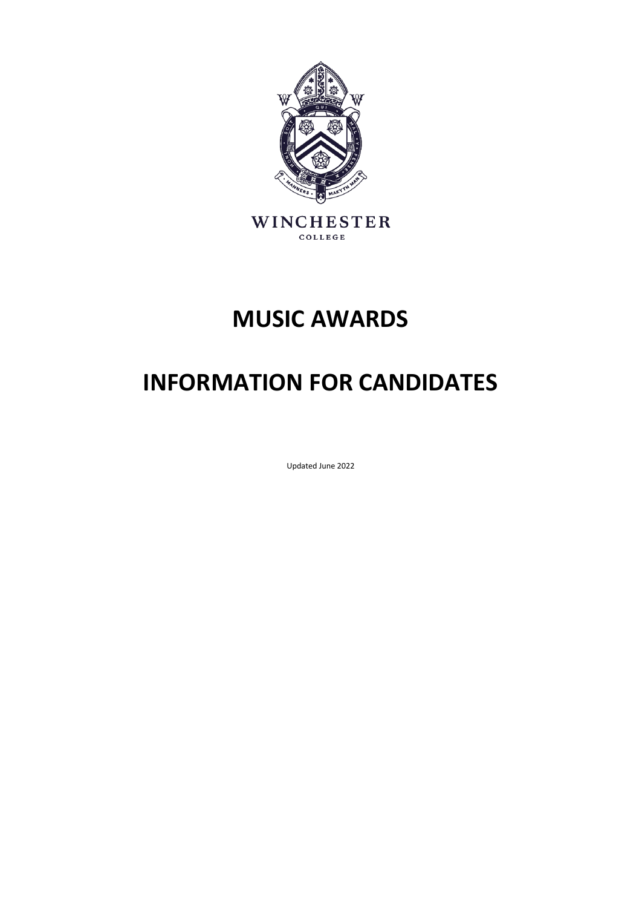WINCHESTER

COLLEGE

# MUSIC AWARDS

# INFORMATION FOR CANDIDATES

Updated June 2022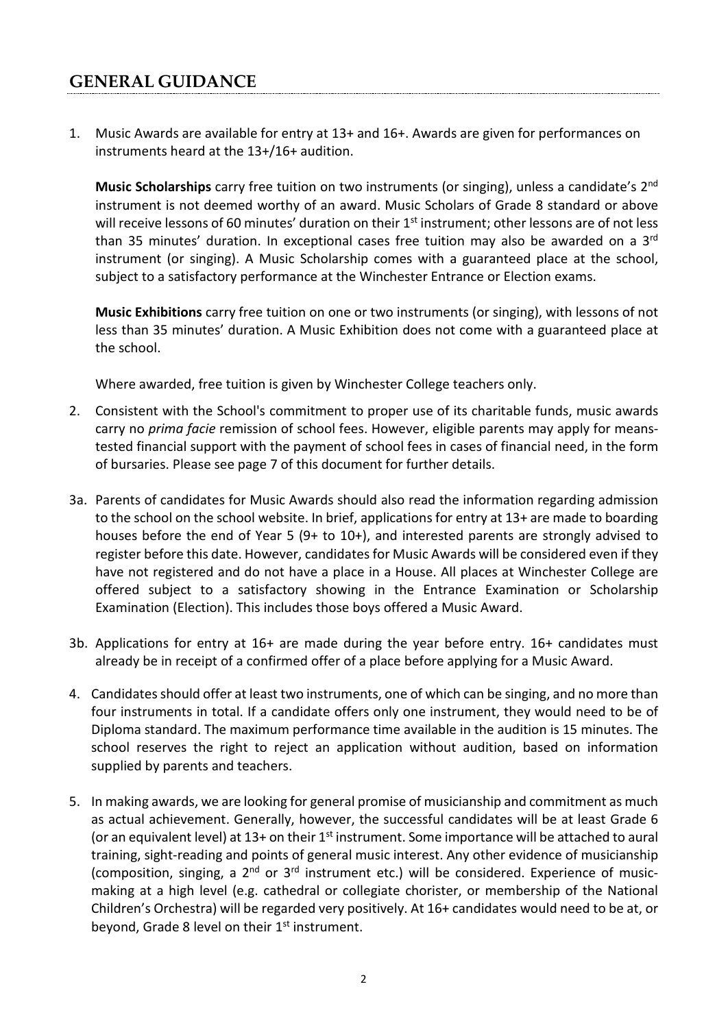## GENERAL GUIDANCE

1. Music Awards are available for entry at 13+ and 16+. Awards are given for performances on instruments heard at the 13+/16+ audition.

   **Music Scholarships** carry free tuition on two instruments (or singing), unless a candidate's 2nd instrument is not deemed worthy of an award. Music Scholars of Grade 8 standard or above will receive lessons of 60 minutes' duration on their 1st instrument; other lessons are of not less than 35 minutes' duration. In exceptional cases free tuition may also be awarded on a 3rd instrument (or singing). A Music Scholarship comes with a guaranteed place at the school, subject to a satisfactory performance at the Winchester Entrance or Election exams.

   **Music Exhibitions** carry free tuition on one or two instruments (or singing), with lessons of not less than 35 minutes' duration. A Music Exhibition does not come with a guaranteed place at the school.

   Where awarded, free tuition is given by Winchester College teachers only.

2. Consistent with the School's commitment to proper use of its charitable funds, music awards carry no *prima facie* remission of school fees. However, eligible parents may apply for means-tested financial support with the payment of school fees in cases of financial need, in the form of bursaries. Please see page 7 of this document for further details.

3a. Parents of candidates for Music Awards should also read the information regarding admission to the school on the school website. In brief, applications for entry at 13+ are made to boarding houses before the end of Year 5 (9+ to 10+), and interested parents are strongly advised to register before this date. However, candidates for Music Awards will be considered even if they have not registered and do not have a place in a House. All places at Winchester College are offered subject to a satisfactory showing in the Entrance Examination or Scholarship Examination (Election). This includes those boys offered a Music Award.

3b. Applications for entry at 16+ are made during the year before entry. 16+ candidates must already be in receipt of a confirmed offer of a place before applying for a Music Award.

4. Candidates should offer at least two instruments, one of which can be singing, and no more than four instruments in total. If a candidate offers only one instrument, they would need to be of Diploma standard. The maximum performance time available in the audition is 15 minutes. The school reserves the right to reject an application without audition, based on information supplied by parents and teachers.

5. In making awards, we are looking for general promise of musicianship and commitment as much as actual achievement. Generally, however, the successful candidates will be at least Grade 6 (or an equivalent level) at 13+ on their 1st instrument. Some importance will be attached to aural training, sight-reading and points of general music interest. Any other evidence of musicianship (composition, singing, a 2nd or 3rd instrument etc.) will be considered. Experience of music-making at a high level (e.g. cathedral or collegiate chorister, or membership of the National Children's Orchestra) will be regarded very positively. At 16+ candidates would need to be at, or beyond, Grade 8 level on their 1st instrument.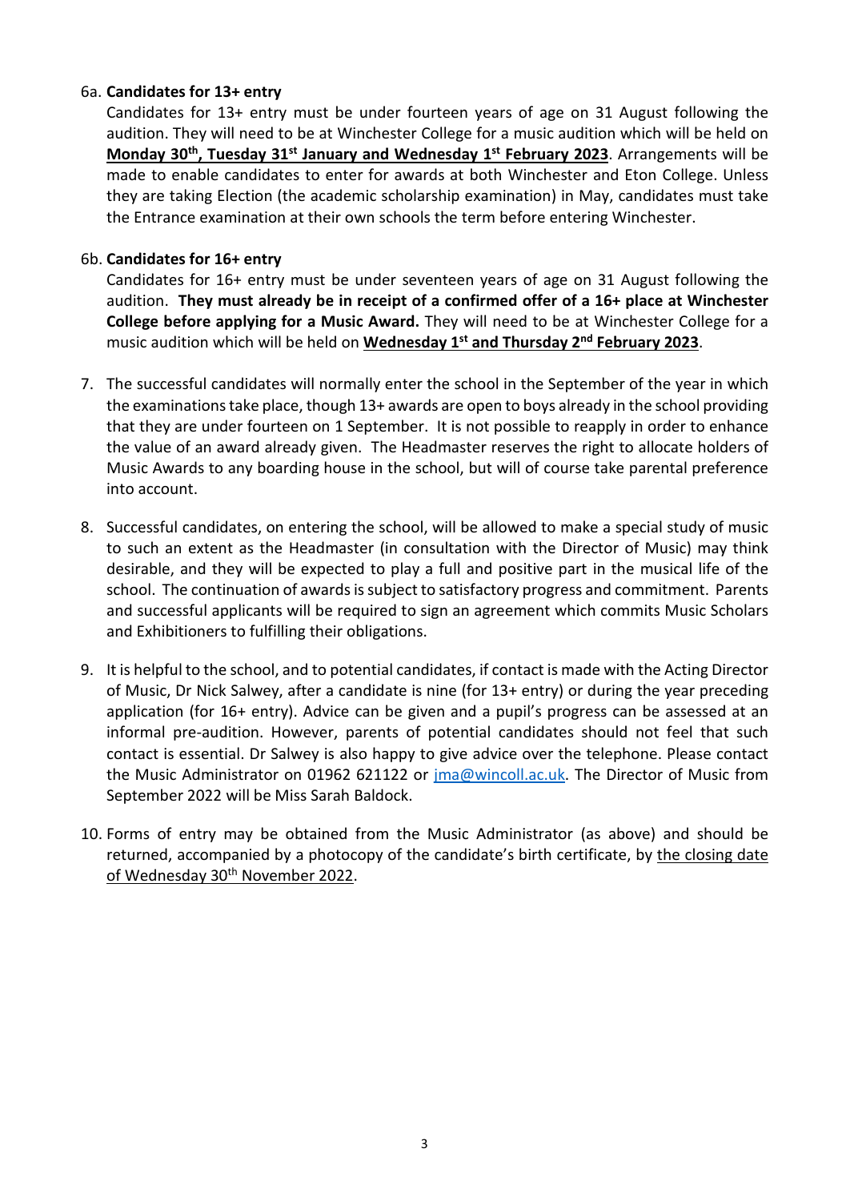6a. **Candidates for 13+ entry**

Candidates for 13+ entry must be under fourteen years of age on 31 August following the audition. They will need to be at Winchester College for a music audition which will be held on **Monday 30th, Tuesday 31st January and Wednesday 1st February 2023**. Arrangements will be made to enable candidates to enter for awards at both Winchester and Eton College. Unless they are taking Election (the academic scholarship examination) in May, candidates must take the Entrance examination at their own schools the term before entering Winchester.

6b. **Candidates for 16+ entry**

Candidates for 16+ entry must be under seventeen years of age on 31 August following the audition. **They must already be in receipt of a confirmed offer of a 16+ place at Winchester College before applying for a Music Award.** They will need to be at Winchester College for a music audition which will be held on **Wednesday 1st and Thursday 2nd February 2023**.

7. The successful candidates will normally enter the school in the September of the year in which the examinations take place, though 13+ awards are open to boys already in the school providing that they are under fourteen on 1 September. It is not possible to reapply in order to enhance the value of an award already given. The Headmaster reserves the right to allocate holders of Music Awards to any boarding house in the school, but will of course take parental preference into account.

8. Successful candidates, on entering the school, will be allowed to make a special study of music to such an extent as the Headmaster (in consultation with the Director of Music) may think desirable, and they will be expected to play a full and positive part in the musical life of the school. The continuation of awards is subject to satisfactory progress and commitment. Parents and successful applicants will be required to sign an agreement which commits Music Scholars and Exhibitioners to fulfilling their obligations.

9. It is helpful to the school, and to potential candidates, if contact is made with the Acting Director of Music, Dr Nick Salwey, after a candidate is nine (for 13+ entry) or during the year preceding application (for 16+ entry). Advice can be given and a pupil's progress can be assessed at an informal pre-audition. However, parents of potential candidates should not feel that such contact is essential. Dr Salwey is also happy to give advice over the telephone. Please contact the Music Administrator on 01962 621122 or jma@wincoll.ac.uk. The Director of Music from September 2022 will be Miss Sarah Baldock.

10. Forms of entry may be obtained from the Music Administrator (as above) and should be returned, accompanied by a photocopy of the candidate's birth certificate, by the closing date of Wednesday 30th November 2022.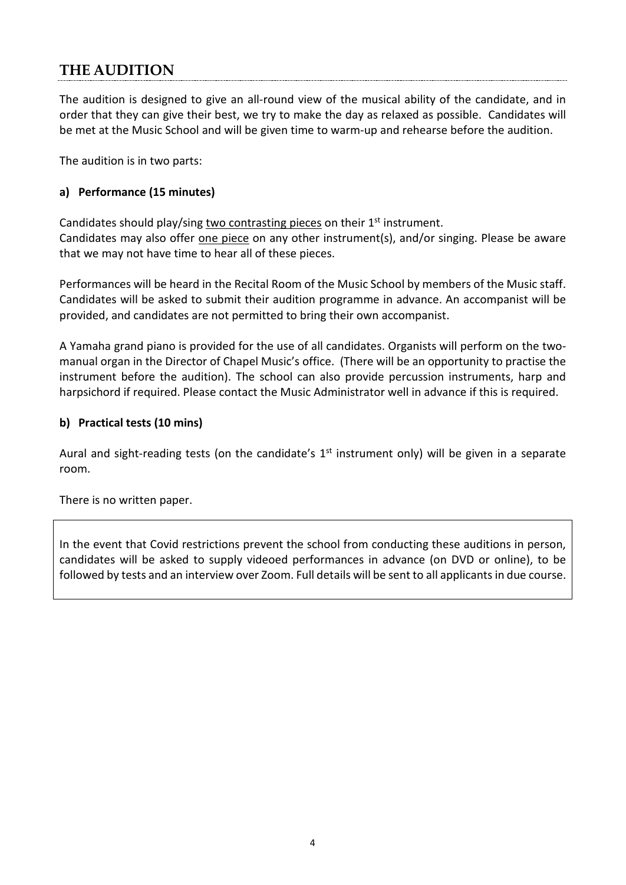# THE AUDITION

The audition is designed to give an all-round view of the musical ability of the candidate, and in order that they can give their best, we try to make the day as relaxed as possible. Candidates will be met at the Music School and will be given time to warm-up and rehearse before the audition.

The audition is in two parts:

### a) Performance (15 minutes)

Candidates should play/sing two contrasting pieces on their 1st instrument.
Candidates may also offer one piece on any other instrument(s), and/or singing. Please be aware that we may not have time to hear all of these pieces.

Performances will be heard in the Recital Room of the Music School by members of the Music staff. Candidates will be asked to submit their audition programme in advance. An accompanist will be provided, and candidates are not permitted to bring their own accompanist.

A Yamaha grand piano is provided for the use of all candidates. Organists will perform on the two-manual organ in the Director of Chapel Music's office. (There will be an opportunity to practise the instrument before the audition). The school can also provide percussion instruments, harp and harpsichord if required. Please contact the Music Administrator well in advance if this is required.

### b) Practical tests (10 mins)

Aural and sight-reading tests (on the candidate's 1st instrument only) will be given in a separate room.

There is no written paper.

In the event that Covid restrictions prevent the school from conducting these auditions in person, candidates will be asked to supply videoed performances in advance (on DVD or online), to be followed by tests and an interview over Zoom. Full details will be sent to all applicants in due course.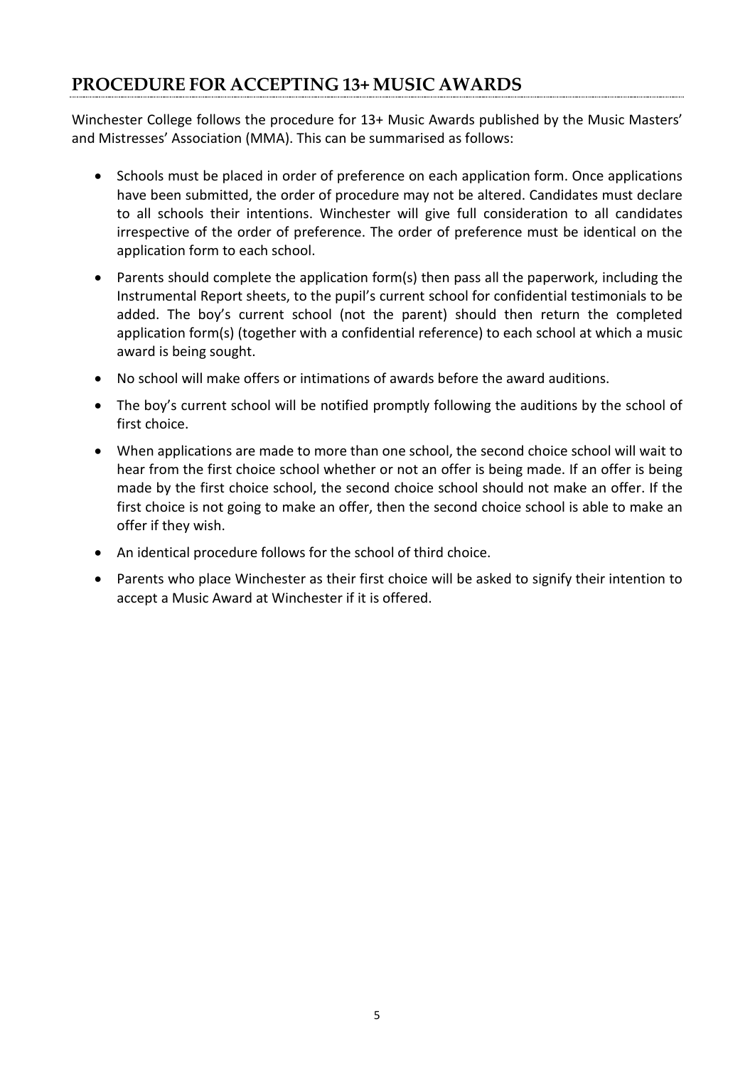## PROCEDURE FOR ACCEPTING 13+ MUSIC AWARDS

Winchester College follows the procedure for 13+ Music Awards published by the Music Masters' and Mistresses' Association (MMA). This can be summarised as follows:

- Schools must be placed in order of preference on each application form. Once applications have been submitted, the order of procedure may not be altered. Candidates must declare to all schools their intentions. Winchester will give full consideration to all candidates irrespective of the order of preference. The order of preference must be identical on the application form to each school.
- Parents should complete the application form(s) then pass all the paperwork, including the Instrumental Report sheets, to the pupil's current school for confidential testimonials to be added. The boy's current school (not the parent) should then return the completed application form(s) (together with a confidential reference) to each school at which a music award is being sought.
- No school will make offers or intimations of awards before the award auditions.
- The boy's current school will be notified promptly following the auditions by the school of first choice.
- When applications are made to more than one school, the second choice school will wait to hear from the first choice school whether or not an offer is being made. If an offer is being made by the first choice school, the second choice school should not make an offer. If the first choice is not going to make an offer, then the second choice school is able to make an offer if they wish.
- An identical procedure follows for the school of third choice.
- Parents who place Winchester as their first choice will be asked to signify their intention to accept a Music Award at Winchester if it is offered.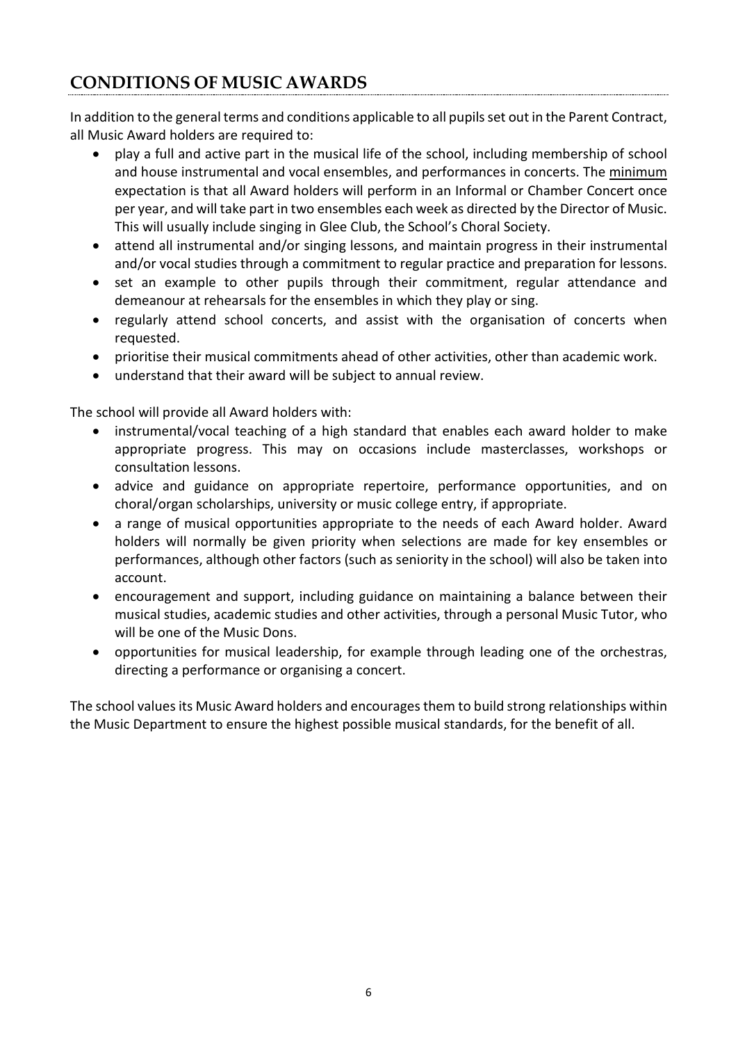## CONDITIONS OF MUSIC AWARDS

In addition to the general terms and conditions applicable to all pupils set out in the Parent Contract, all Music Award holders are required to:

- play a full and active part in the musical life of the school, including membership of school and house instrumental and vocal ensembles, and performances in concerts. The <u>minimum</u> expectation is that all Award holders will perform in an Informal or Chamber Concert once per year, and will take part in two ensembles each week as directed by the Director of Music. This will usually include singing in Glee Club, the School's Choral Society.
- attend all instrumental and/or singing lessons, and maintain progress in their instrumental and/or vocal studies through a commitment to regular practice and preparation for lessons.
- set an example to other pupils through their commitment, regular attendance and demeanour at rehearsals for the ensembles in which they play or sing.
- regularly attend school concerts, and assist with the organisation of concerts when requested.
- prioritise their musical commitments ahead of other activities, other than academic work.
- understand that their award will be subject to annual review.

The school will provide all Award holders with:

- instrumental/vocal teaching of a high standard that enables each award holder to make appropriate progress. This may on occasions include masterclasses, workshops or consultation lessons.
- advice and guidance on appropriate repertoire, performance opportunities, and on choral/organ scholarships, university or music college entry, if appropriate.
- a range of musical opportunities appropriate to the needs of each Award holder. Award holders will normally be given priority when selections are made for key ensembles or performances, although other factors (such as seniority in the school) will also be taken into account.
- encouragement and support, including guidance on maintaining a balance between their musical studies, academic studies and other activities, through a personal Music Tutor, who will be one of the Music Dons.
- opportunities for musical leadership, for example through leading one of the orchestras, directing a performance or organising a concert.

The school values its Music Award holders and encourages them to build strong relationships within the Music Department to ensure the highest possible musical standards, for the benefit of all.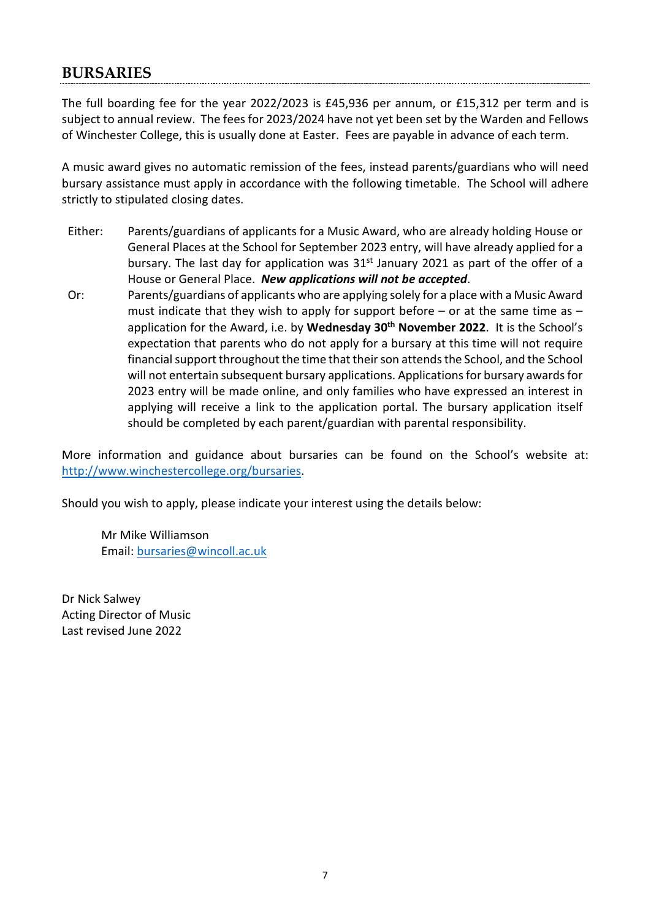## BURSARIES

The full boarding fee for the year 2022/2023 is £45,936 per annum, or £15,312 per term and is subject to annual review. The fees for 2023/2024 have not yet been set by the Warden and Fellows of Winchester College, this is usually done at Easter. Fees are payable in advance of each term.

A music award gives no automatic remission of the fees, instead parents/guardians who will need bursary assistance must apply in accordance with the following timetable. The School will adhere strictly to stipulated closing dates.

Either: Parents/guardians of applicants for a Music Award, who are already holding House or General Places at the School for September 2023 entry, will have already applied for a bursary. The last day for application was 31st January 2021 as part of the offer of a House or General Place. ***New applications will not be accepted***.

Or: Parents/guardians of applicants who are applying solely for a place with a Music Award must indicate that they wish to apply for support before – or at the same time as – application for the Award, i.e. by **Wednesday 30th November 2022**. It is the School's expectation that parents who do not apply for a bursary at this time will not require financial support throughout the time that their son attends the School, and the School will not entertain subsequent bursary applications. Applications for bursary awards for 2023 entry will be made online, and only families who have expressed an interest in applying will receive a link to the application portal. The bursary application itself should be completed by each parent/guardian with parental responsibility.

More information and guidance about bursaries can be found on the School's website at: http://www.winchestercollege.org/bursaries.

Should you wish to apply, please indicate your interest using the details below:

Mr Mike Williamson
Email: bursaries@wincoll.ac.uk

Dr Nick Salwey
Acting Director of Music
Last revised June 2022